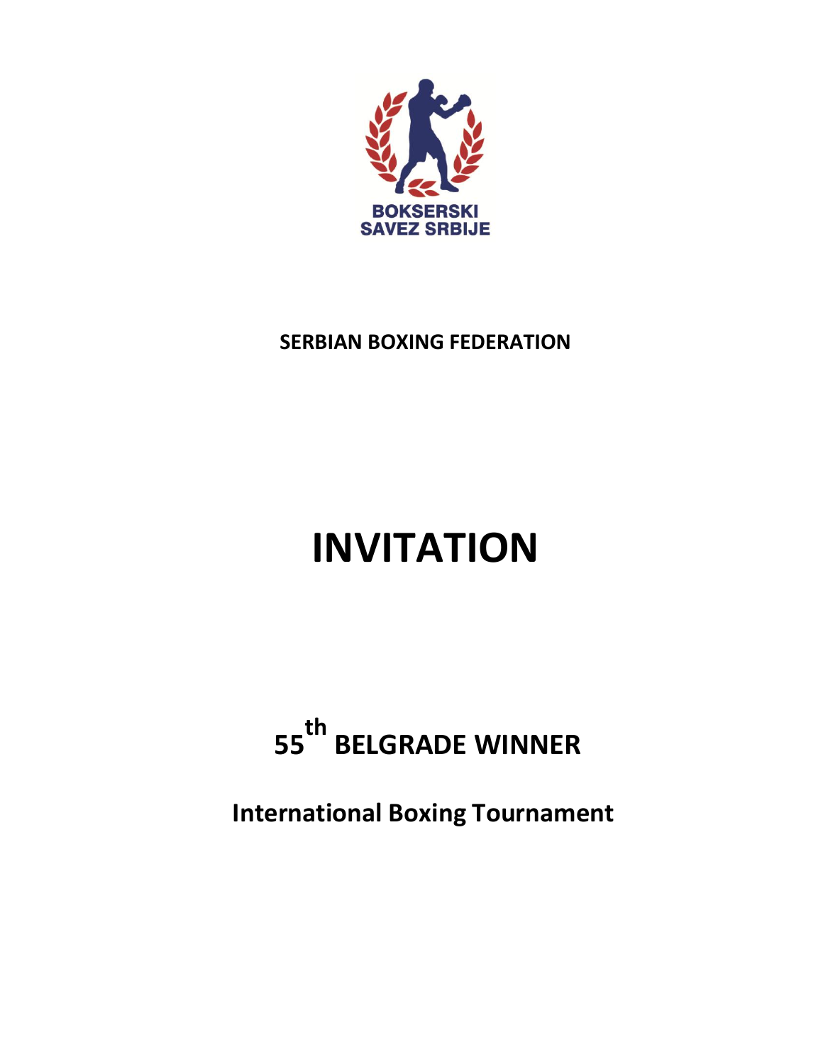BOKSERSKI SAVEZ SRBIJE

**SERBIAN BOXING FEDERATION**

# INVITATION

## 55th BELGRADE WINNER

### International Boxing Tournament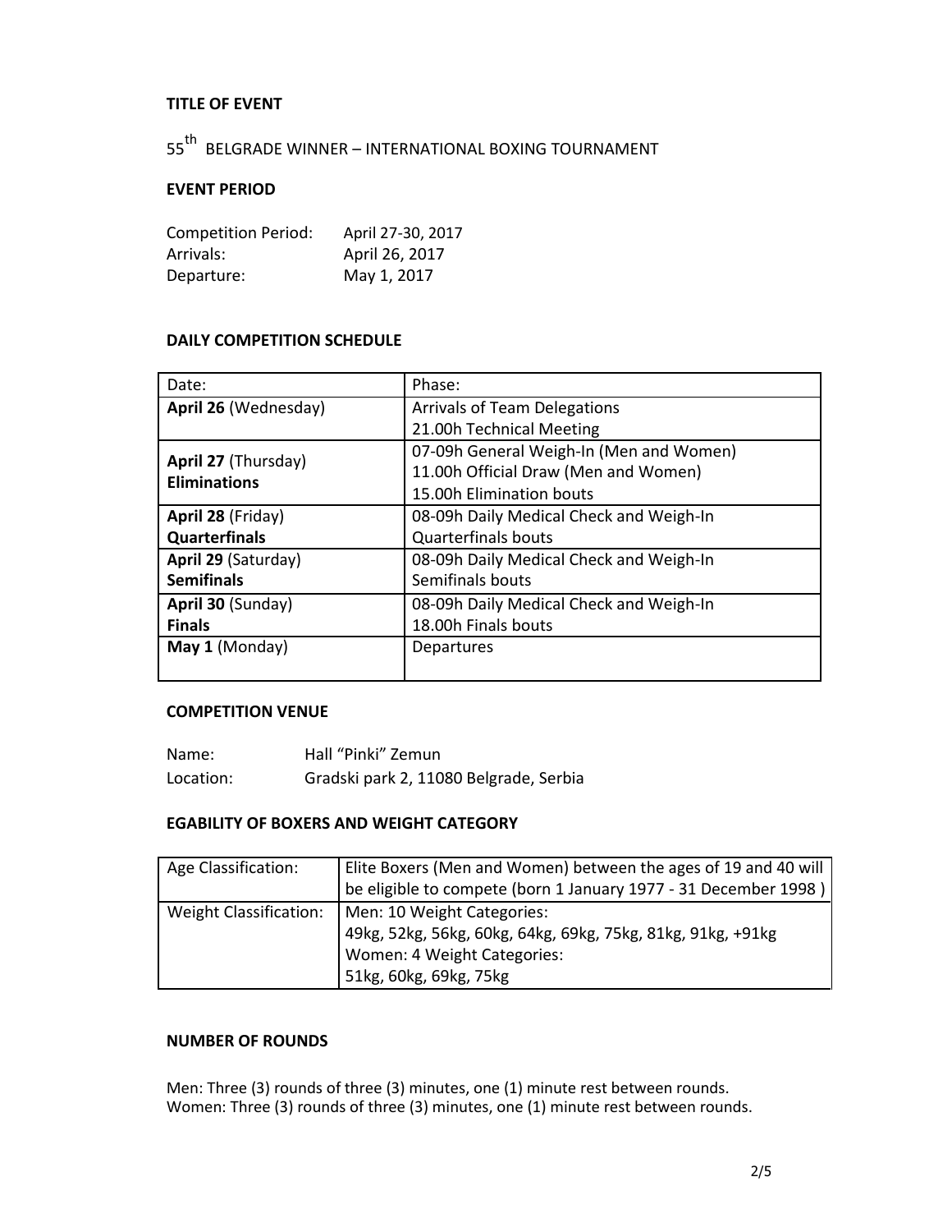## TITLE OF EVENT

55th BELGRADE WINNER – INTERNATIONAL BOXING TOURNAMENT

## EVENT PERIOD

| | |
|---|---|
| Competition Period: | April 27-30, 2017 |
| Arrivals: | April 26, 2017 |
| Departure: | May 1, 2017 |

## DAILY COMPETITION SCHEDULE

| Date: | Phase: |
|---|---|
| **April 26** (Wednesday) | Arrivals of Team Delegations<br>21.00h Technical Meeting |
| **April 27** (Thursday)<br>**Eliminations** | 07-09h General Weigh-In (Men and Women)<br>11.00h Official Draw (Men and Women)<br>15.00h Elimination bouts |
| **April 28** (Friday)<br>**Quarterfinals** | 08-09h Daily Medical Check and Weigh-In<br>Quarterfinals bouts |
| **April 29** (Saturday)<br>**Semifinals** | 08-09h Daily Medical Check and Weigh-In<br>Semifinals bouts |
| **April 30** (Sunday)<br>**Finals** | 08-09h Daily Medical Check and Weigh-In<br>18.00h Finals bouts |
| **May 1** (Monday) | Departures |

## COMPETITION VENUE

| | |
|---|---|
| Name: | Hall “Pinki” Zemun |
| Location: | Gradski park 2, 11080 Belgrade, Serbia |

## EGABILITY OF BOXERS AND WEIGHT CATEGORY

| | |
|---|---|
| Age Classification: | Elite Boxers (Men and Women) between the ages of 19 and 40 will be eligible to compete (born 1 January 1977 - 31 December 1998 ) |
| Weight Classification: | Men: 10 Weight Categories:<br>49kg, 52kg, 56kg, 60kg, 64kg, 69kg, 75kg, 81kg, 91kg, +91kg<br>Women: 4 Weight Categories:<br>51kg, 60kg, 69kg, 75kg |

## NUMBER OF ROUNDS

Men: Three (3) rounds of three (3) minutes, one (1) minute rest between rounds.
Women: Three (3) rounds of three (3) minutes, one (1) minute rest between rounds.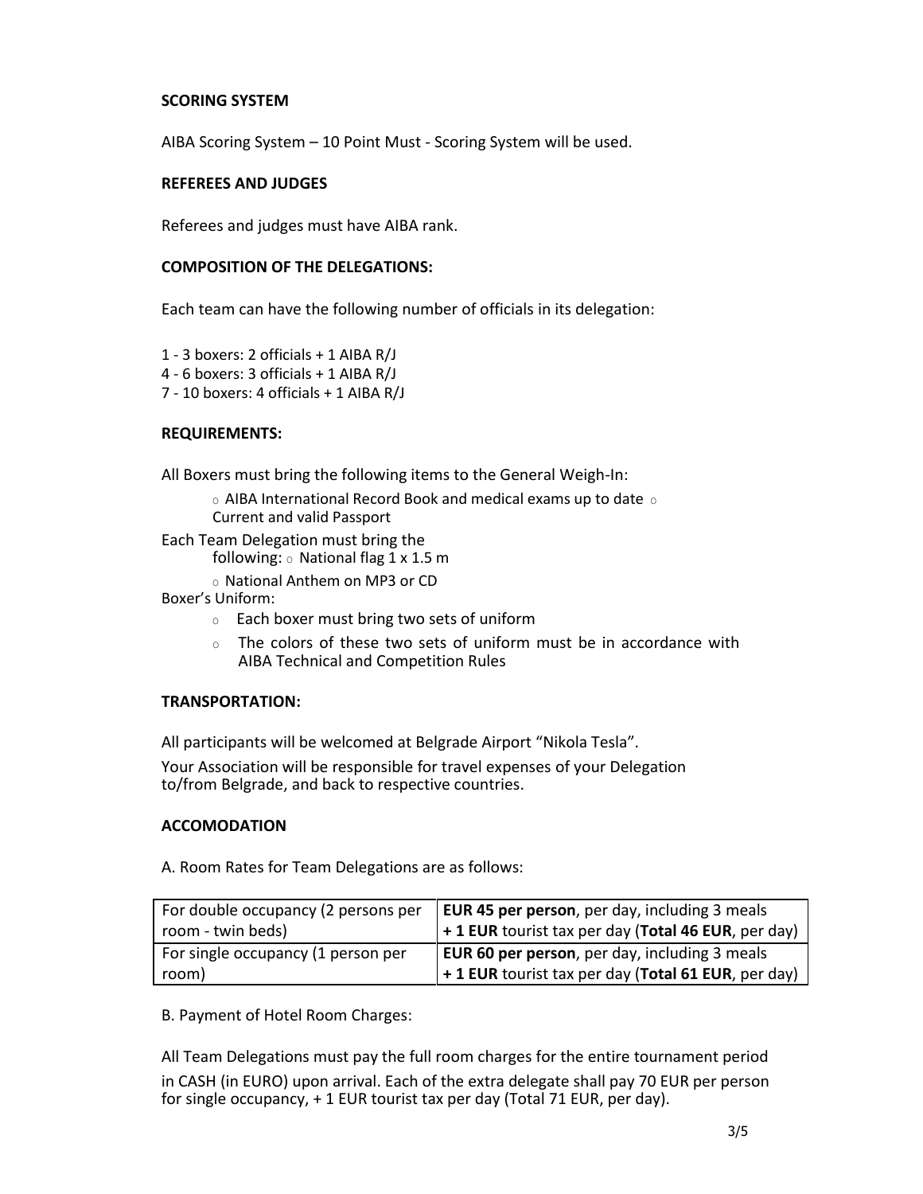**SCORING SYSTEM**

AIBA Scoring System – 10 Point Must - Scoring System will be used.

**REFEREES AND JUDGES**

Referees and judges must have AIBA rank.

**COMPOSITION OF THE DELEGATIONS:**

Each team can have the following number of officials in its delegation:

1 - 3 boxers: 2 officials + 1 AIBA R/J
4 - 6 boxers: 3 officials + 1 AIBA R/J
7 - 10 boxers: 4 officials + 1 AIBA R/J

**REQUIREMENTS:**

All Boxers must bring the following items to the General Weigh-In:

- AIBA International Record Book and medical exams up to date
- Current and valid Passport

Each Team Delegation must bring the following:

- National flag 1 x 1.5 m
- National Anthem on MP3 or CD

Boxer's Uniform:

- Each boxer must bring two sets of uniform
- The colors of these two sets of uniform must be in accordance with AIBA Technical and Competition Rules

**TRANSPORTATION:**

All participants will be welcomed at Belgrade Airport "Nikola Tesla".

Your Association will be responsible for travel expenses of your Delegation to/from Belgrade, and back to respective countries.

**ACCOMODATION**

A. Room Rates for Team Delegations are as follows:

| | |
|---|---|
| For double occupancy (2 persons per room - twin beds) | **EUR 45 per person**, per day, including 3 meals **+ 1 EUR** tourist tax per day (**Total 46 EUR**, per day) |
| For single occupancy (1 person per room) | **EUR 60 per person**, per day, including 3 meals **+ 1 EUR** tourist tax per day (**Total 61 EUR**, per day) |

B. Payment of Hotel Room Charges:

All Team Delegations must pay the full room charges for the entire tournament period in CASH (in EURO) upon arrival. Each of the extra delegate shall pay 70 EUR per person for single occupancy, + 1 EUR tourist tax per day (Total 71 EUR, per day).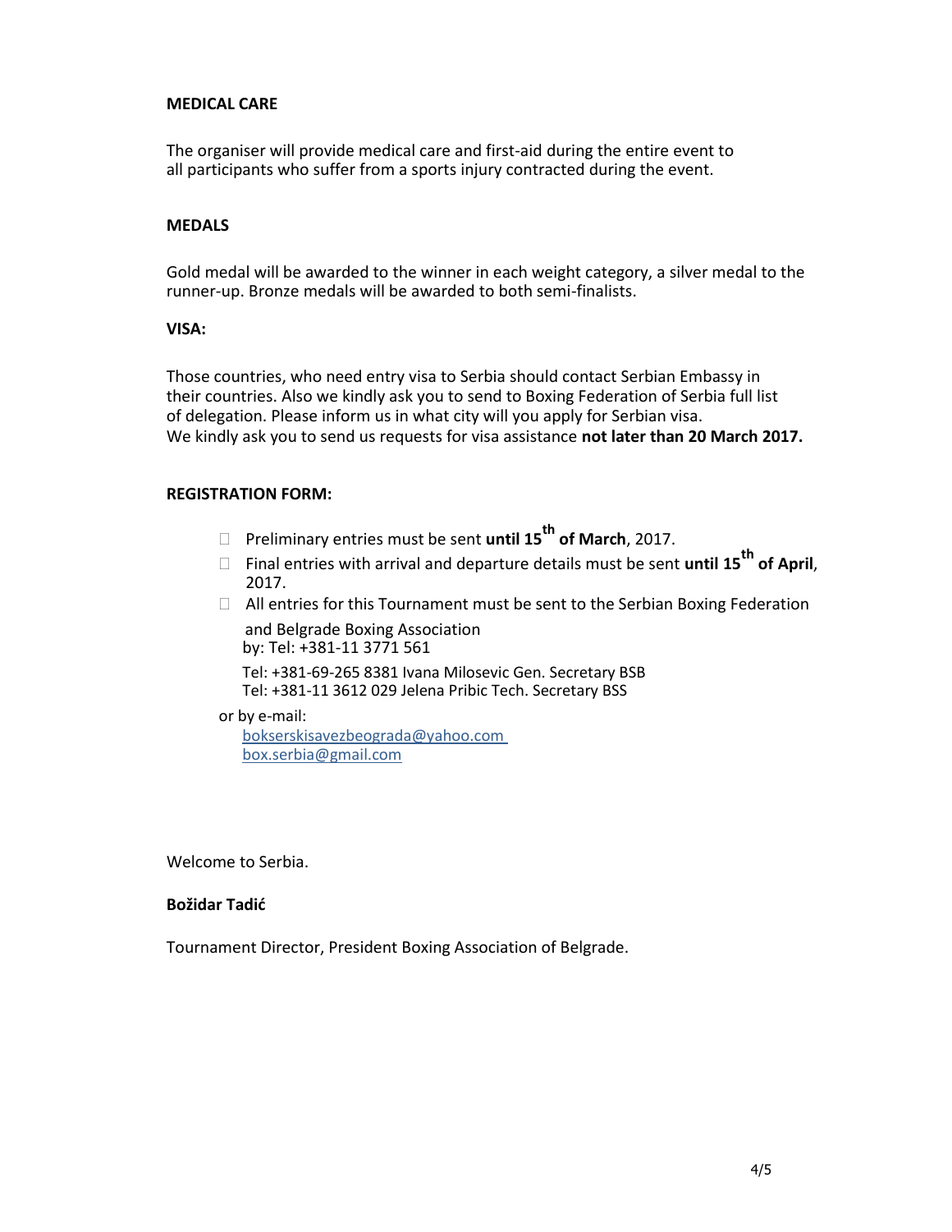**MEDICAL CARE**

The organiser will provide medical care and first-aid during the entire event to all participants who suffer from a sports injury contracted during the event.

**MEDALS**

Gold medal will be awarded to the winner in each weight category, a silver medal to the runner-up. Bronze medals will be awarded to both semi-finalists.

**VISA:**

Those countries, who need entry visa to Serbia should contact Serbian Embassy in their countries. Also we kindly ask you to send to Boxing Federation of Serbia full list of delegation. Please inform us in what city will you apply for Serbian visa.
We kindly ask you to send us requests for visa assistance **not later than 20 March 2017.**

**REGISTRATION FORM:**

- Preliminary entries must be sent **until 15th of March**, 2017.
- Final entries with arrival and departure details must be sent **until 15th of April**, 2017.
- All entries for this Tournament must be sent to the Serbian Boxing Federation and Belgrade Boxing Association
  by: Tel: +381-11 3771 561

  Tel: +381-69-265 8381 Ivana Milosevic Gen. Secretary BSB
  Tel: +381-11 3612 029 Jelena Pribic Tech. Secretary BSS

or by e-mail:
bokserskisavezbeograda@yahoo.com
box.serbia@gmail.com

Welcome to Serbia.

**Božidar Tadić**

Tournament Director, President Boxing Association of Belgrade.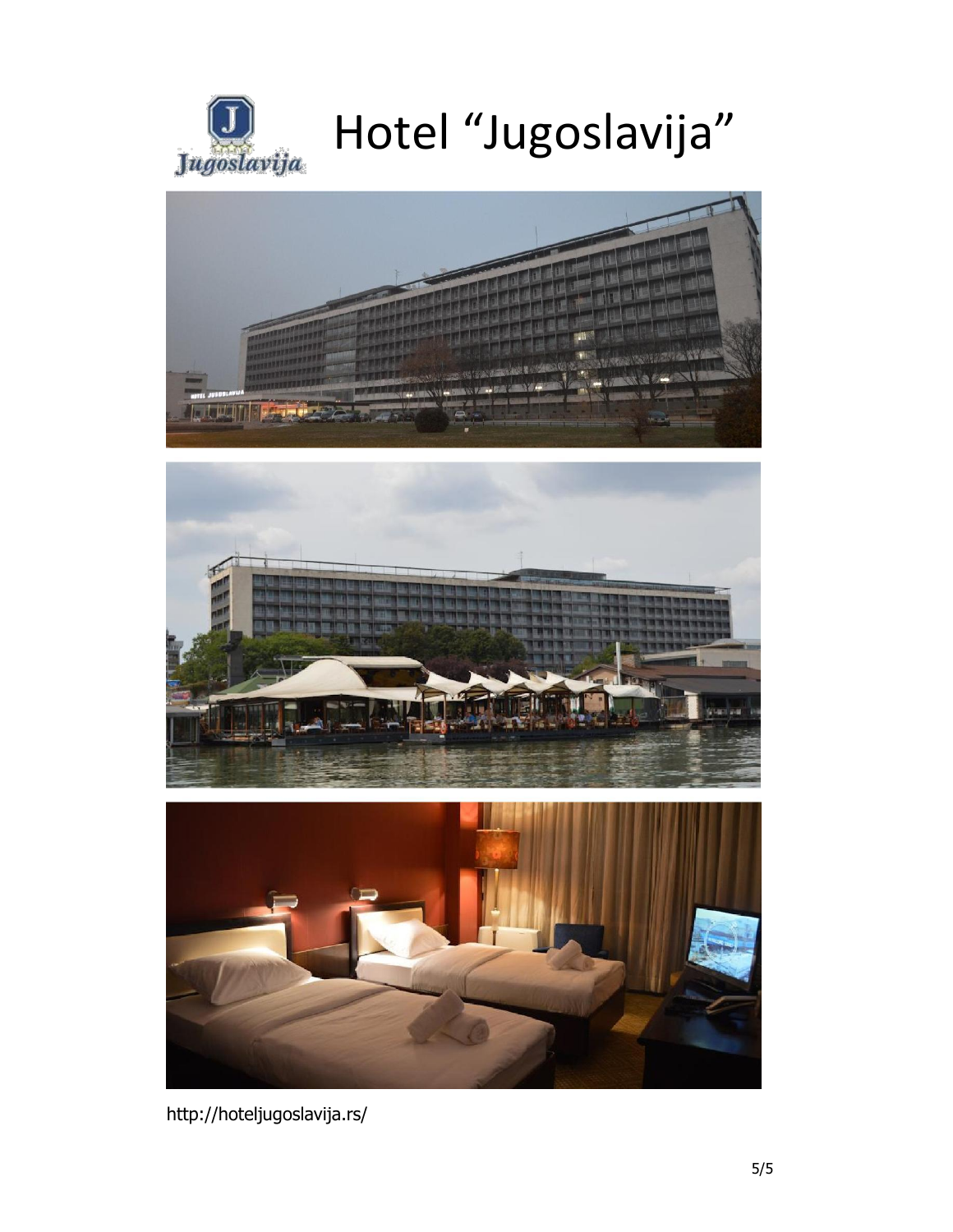# Hotel “Jugoslavija”

http://hoteljugoslavija.rs/